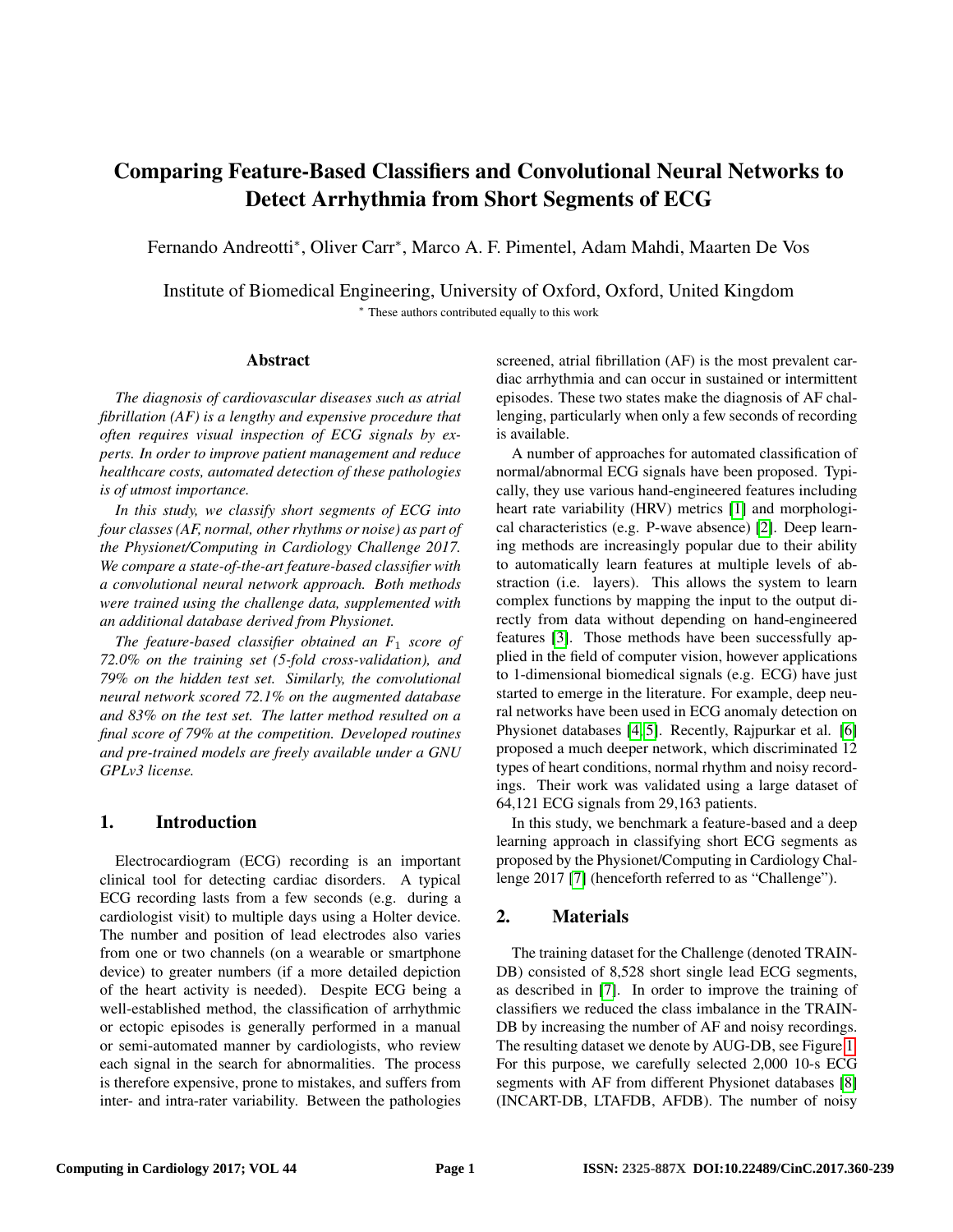# Comparing Feature-Based Classifiers and Convolutional Neural Networks to Detect Arrhythmia from Short Segments of ECG

Fernando Andreotti*, Oliver Carr*, Marco A. F. Pimentel, Adam Mahdi, Maarten De Vos

Institute of Biomedical Engineering, University of Oxford, Oxford, United Kingdom

* These authors contributed equally to this work

## Abstract

*The diagnosis of cardiovascular diseases such as atrial fibrillation (AF) is a lengthy and expensive procedure that often requires visual inspection of ECG signals by experts. In order to improve patient management and reduce healthcare costs, automated detection of these pathologies is of utmost importance.*

*In this study, we classify short segments of ECG into four classes (AF, normal, other rhythms or noise) as part of the Physionet/Computing in Cardiology Challenge 2017. We compare a state-of-the-art feature-based classifier with a convolutional neural network approach. Both methods were trained using the challenge data, supplemented with an additional database derived from Physionet.*

*The feature-based classifier obtained an $F_1$ score of 72.0% on the training set (5-fold cross-validation), and 79% on the hidden test set. Similarly, the convolutional neural network scored 72.1% on the augmented database and 83% on the test set. The latter method resulted on a final score of 79% at the competition. Developed routines and pre-trained models are freely available under a GNU GPLv3 license.*

## 1. Introduction

Electrocardiogram (ECG) recording is an important clinical tool for detecting cardiac disorders. A typical ECG recording lasts from a few seconds (e.g. during a cardiologist visit) to multiple days using a Holter device. The number and position of lead electrodes also varies from one or two channels (on a wearable or smartphone device) to greater numbers (if a more detailed depiction of the heart activity is needed). Despite ECG being a well-established method, the classification of arrhythmic or ectopic episodes is generally performed in a manual or semi-automated manner by cardiologists, who review each signal in the search for abnormalities. The process is therefore expensive, prone to mistakes, and suffers from inter- and intra-rater variability. Between the pathologies screened, atrial fibrillation (AF) is the most prevalent cardiac arrhythmia and can occur in sustained or intermittent episodes. These two states make the diagnosis of AF challenging, particularly when only a few seconds of recording is available.

A number of approaches for automated classification of normal/abnormal ECG signals have been proposed. Typically, they use various hand-engineered features including heart rate variability (HRV) metrics [1] and morphological characteristics (e.g. P-wave absence) [2]. Deep learning methods are increasingly popular due to their ability to automatically learn features at multiple levels of abstraction (i.e. layers). This allows the system to learn complex functions by mapping the input to the output directly from data without depending on hand-engineered features [3]. Those methods have been successfully applied in the field of computer vision, however applications to 1-dimensional biomedical signals (e.g. ECG) have just started to emerge in the literature. For example, deep neural networks have been used in ECG anomaly detection on Physionet databases [4, 5]. Recently, Rajpurkar et al. [6] proposed a much deeper network, which discriminated 12 types of heart conditions, normal rhythm and noisy recordings. Their work was validated using a large dataset of 64,121 ECG signals from 29,163 patients.

In this study, we benchmark a feature-based and a deep learning approach in classifying short ECG segments as proposed by the Physionet/Computing in Cardiology Challenge 2017 [7] (henceforth referred to as "Challenge").

## 2. Materials

The training dataset for the Challenge (denoted TRAIN-DB) consisted of 8,528 short single lead ECG segments, as described in [7]. In order to improve the training of classifiers we reduced the class imbalance in the TRAIN-DB by increasing the number of AF and noisy recordings. The resulting dataset we denote by AUG-DB, see Figure 1. For this purpose, we carefully selected 2,000 10-s ECG segments with AF from different Physionet databases [8] (INCART-DB, LTAFDB, AFDB). The number of noisy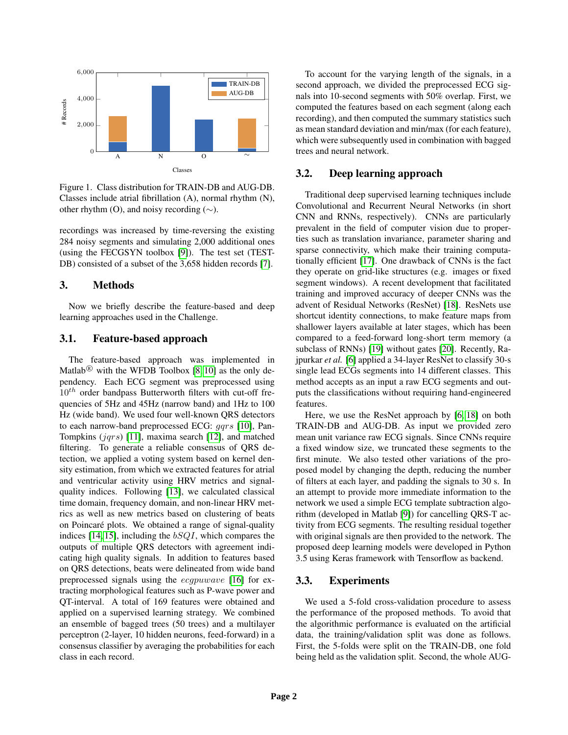Figure 1. Class distribution for TRAIN-DB and AUG-DB. Classes include atrial fibrillation (A), normal rhythm (N), other rhythm (O), and noisy recording (∼).

recordings was increased by time-reversing the existing 284 noisy segments and simulating 2,000 additional ones (using the FECGSYN toolbox [9]). The test set (TEST-DB) consisted of a subset of the 3,658 hidden records [7].

## 3. Methods

Now we briefly describe the feature-based and deep learning approaches used in the Challenge.

### 3.1. Feature-based approach

The feature-based approach was implemented in Matlab® with the WFDB Toolbox [8, 10] as the only dependency. Each ECG segment was preprocessed using $10^{th}$ order bandpass Butterworth filters with cut-off frequencies of 5Hz and 45Hz (narrow band) and 1Hz to 100 Hz (wide band). We used four well-known QRS detectors to each narrow-band preprocessed ECG: $gqrs$ [10], Pan-Tompkins ($jqrs$) [11], maxima search [12], and matched filtering. To generate a reliable consensus of QRS detection, we applied a voting system based on kernel density estimation, from which we extracted features for atrial and ventricular activity using HRV metrics and signal-quality indices. Following [13], we calculated classical time domain, frequency domain, and non-linear HRV metrics as well as new metrics based on clustering of beats on Poincaré plots. We obtained a range of signal-quality indices [14, 15], including the $bSQI$, which compares the outputs of multiple QRS detectors with agreement indicating high quality signals. In addition to features based on QRS detections, beats were delineated from wide band preprocessed signals using the $ecgpuwave$ [16] for extracting morphological features such as P-wave power and QT-interval. A total of 169 features were obtained and applied on a supervised learning strategy. We combined an ensemble of bagged trees (50 trees) and a multilayer perceptron (2-layer, 10 hidden neurons, feed-forward) in a consensus classifier by averaging the probabilities for each class in each record.

To account for the varying length of the signals, in a second approach, we divided the preprocessed ECG signals into 10-second segments with 50% overlap. First, we computed the features based on each segment (along each recording), and then computed the summary statistics such as mean standard deviation and min/max (for each feature), which were subsequently used in combination with bagged trees and neural network.

### 3.2. Deep learning approach

Traditional deep supervised learning techniques include Convolutional and Recurrent Neural Networks (in short CNN and RNNs, respectively). CNNs are particularly prevalent in the field of computer vision due to properties such as translation invariance, parameter sharing and sparse connectivity, which make their training computationally efficient [17]. One drawback of CNNs is the fact they operate on grid-like structures (e.g. images or fixed segment windows). A recent development that facilitated training and improved accuracy of deeper CNNs was the advent of Residual Networks (ResNet) [18]. ResNets use shortcut identity connections, to make feature maps from shallower layers available at later stages, which has been compared to a feed-forward long-short term memory (a subclass of RNNs) [19] without gates [20]. Recently, Rajpurkar *et al.* [6] applied a 34-layer ResNet to classify 30-s single lead ECGs segments into 14 different classes. This method accepts as an input a raw ECG segments and outputs the classifications without requiring hand-engineered features.

Here, we use the ResNet approach by [6, 18] on both TRAIN-DB and AUG-DB. As input we provided zero mean unit variance raw ECG signals. Since CNNs require a fixed window size, we truncated these segments to the first minute. We also tested other variations of the proposed model by changing the depth, reducing the number of filters at each layer, and padding the signals to 30 s. In an attempt to provide more immediate information to the network we used a simple ECG template subtraction algorithm (developed in Matlab [9]) for cancelling QRS-T activity from ECG segments. The resulting residual together with original signals are then provided to the network. The proposed deep learning models were developed in Python 3.5 using Keras framework with Tensorflow as backend.

### 3.3. Experiments

We used a 5-fold cross-validation procedure to assess the performance of the proposed methods. To avoid that the algorithmic performance is evaluated on the artificial data, the training/validation split was done as follows. First, the 5-folds were split on the TRAIN-DB, one fold being held as the validation split. Second, the whole AUG-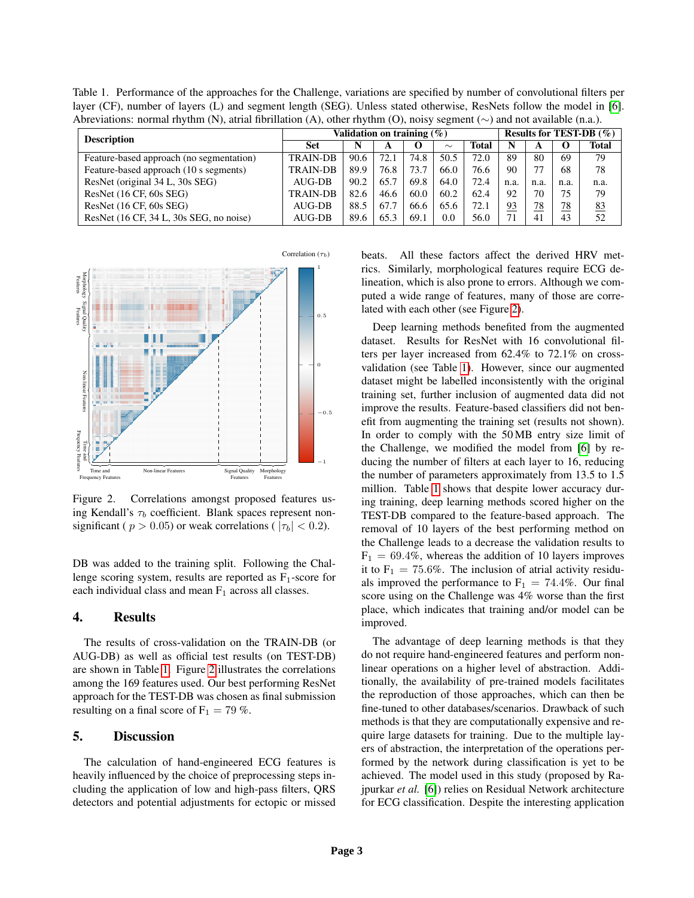Table 1. Performance of the approaches for the Challenge, variations are specified by number of convolutional filters per layer (CF), number of layers (L) and segment length (SEG). Unless stated otherwise, ResNets follow the model in [6]. Abreviations: normal rhythm (N), atrial fibrillation (A), other rhythm (O), noisy segment (∼) and not available (n.a.).

| Description | Validation on training (%) | | | | | | Results for TEST-DB (%) | | | |
|---|---|---|---|---|---|---|---|---|---|---|
| | Set | N | A | O | ∼ | Total | N | A | O | Total |
| Feature-based approach (no segmentation) | TRAIN-DB | 90.6 | 72.1 | 74.8 | 50.5 | 72.0 | 89 | 80 | 69 | 79 |
| Feature-based approach (10 s segments) | TRAIN-DB | 89.9 | 76.8 | 73.7 | 66.0 | 76.6 | 90 | 77 | 68 | 78 |
| ResNet (original 34 L, 30s SEG) | AUG-DB | 90.2 | 65.7 | 69.8 | 64.0 | 72.4 | n.a. | n.a. | n.a. | n.a. |
| ResNet (16 CF, 60s SEG) | TRAIN-DB | 82.6 | 46.6 | 60.0 | 60.2 | 62.4 | 92 | 70 | 75 | 79 |
| ResNet (16 CF, 60s SEG) | AUG-DB | 88.5 | 67.7 | 66.6 | 65.6 | 72.1 | 93 | 78 | 78 | 83 |
| ResNet (16 CF, 34 L, 30s SEG, no noise) | AUG-DB | 89.6 | 65.3 | 69.1 | 0.0 | 56.0 | 71 | 41 | 43 | 52 |

Figure 2. Correlations amongst proposed features using Kendall's $\tau_b$ coefficient. Blank spaces represent non-significant ( $p > 0.05$) or weak correlations ( $|\tau_b| < 0.2$).

DB was added to the training split. Following the Challenge scoring system, results are reported as $F_1$-score for each individual class and mean $F_1$ across all classes.

## 4. Results

The results of cross-validation on the TRAIN-DB (or AUG-DB) as well as official test results (on TEST-DB) are shown in Table 1. Figure 2 illustrates the correlations among the 169 features used. Our best performing ResNet approach for the TEST-DB was chosen as final submission resulting on a final score of $F_1 = 79$ %.

## 5. Discussion

The calculation of hand-engineered ECG features is heavily influenced by the choice of preprocessing steps including the application of low and high-pass filters, QRS detectors and potential adjustments for ectopic or missed beats. All these factors affect the derived HRV metrics. Similarly, morphological features require ECG delineation, which is also prone to errors. Although we computed a wide range of features, many of those are correlated with each other (see Figure 2).

Deep learning methods benefited from the augmented dataset. Results for ResNet with 16 convolutional filters per layer increased from 62.4% to 72.1% on cross-validation (see Table 1). However, since our augmented dataset might be labelled inconsistently with the original training set, further inclusion of augmented data did not improve the results. Feature-based classifiers did not benefit from augmenting the training set (results not shown). In order to comply with the 50 MB entry size limit of the Challenge, we modified the model from [6] by reducing the number of filters at each layer to 16, reducing the number of parameters approximately from 13.5 to 1.5 million. Table 1 shows that despite lower accuracy during training, deep learning methods scored higher on the TEST-DB compared to the feature-based approach. The removal of 10 layers of the best performing method on the Challenge leads to a decrease the validation results to $F_1 = 69.4\%$, whereas the addition of 10 layers improves it to $F_1 = 75.6\%$. The inclusion of atrial activity residuals improved the performance to $F_1 = 74.4\%$. Our final score using on the Challenge was 4% worse than the first place, which indicates that training and/or model can be improved.

The advantage of deep learning methods is that they do not require hand-engineered features and perform non-linear operations on a higher level of abstraction. Additionally, the availability of pre-trained models facilitates the reproduction of those approaches, which can then be fine-tuned to other databases/scenarios. Drawback of such methods is that they are computationally expensive and require large datasets for training. Due to the multiple layers of abstraction, the interpretation of the operations performed by the network during classification is yet to be achieved. The model used in this study (proposed by Rajpurkar *et al.* [6]) relies on Residual Network architecture for ECG classification. Despite the interesting application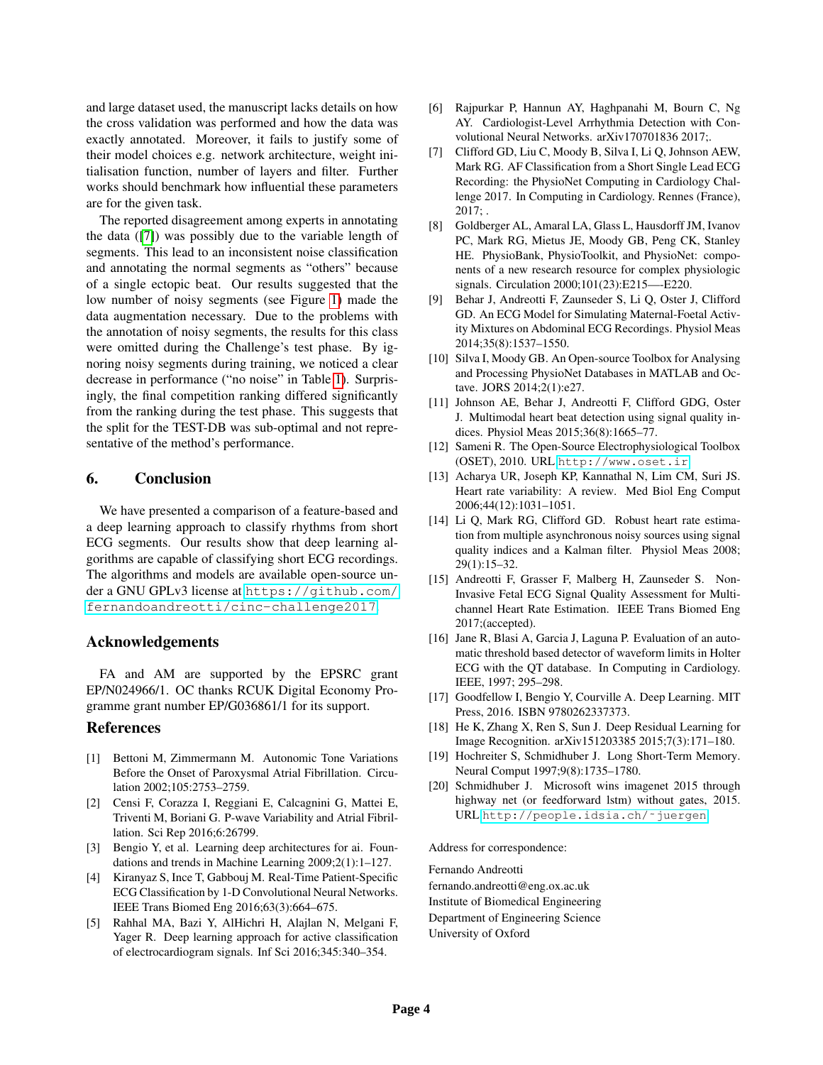and large dataset used, the manuscript lacks details on how the cross validation was performed and how the data was exactly annotated. Moreover, it fails to justify some of their model choices e.g. network architecture, weight initialisation function, number of layers and filter. Further works should benchmark how influential these parameters are for the given task.

The reported disagreement among experts in annotating the data ([7]) was possibly due to the variable length of segments. This lead to an inconsistent noise classification and annotating the normal segments as "others" because of a single ectopic beat. Our results suggested that the low number of noisy segments (see Figure 1) made the data augmentation necessary. Due to the problems with the annotation of noisy segments, the results for this class were omitted during the Challenge's test phase. By ignoring noisy segments during training, we noticed a clear decrease in performance ("no noise" in Table 1). Surprisingly, the final competition ranking differed significantly from the ranking during the test phase. This suggests that the split for the TEST-DB was sub-optimal and not representative of the method's performance.

## 6. Conclusion

We have presented a comparison of a feature-based and a deep learning approach to classify rhythms from short ECG segments. Our results show that deep learning algorithms are capable of classifying short ECG recordings. The algorithms and models are available open-source under a GNU GPLv3 license at https://github.com/fernandoandreotti/cinc-challenge2017.

## Acknowledgements

FA and AM are supported by the EPSRC grant EP/N024966/1. OC thanks RCUK Digital Economy Programme grant number EP/G036861/1 for its support.

## References

[1] Bettoni M, Zimmermann M. Autonomic Tone Variations Before the Onset of Paroxysmal Atrial Fibrillation. Circulation 2002;105:2753–2759.

[2] Censi F, Corazza I, Reggiani E, Calcagnini G, Mattei E, Triventi M, Boriani G. P-wave Variability and Atrial Fibrillation. Sci Rep 2016;6:26799.

[3] Bengio Y, et al. Learning deep architectures for ai. Foundations and trends in Machine Learning 2009;2(1):1–127.

[4] Kiranyaz S, Ince T, Gabbouj M. Real-Time Patient-Specific ECG Classification by 1-D Convolutional Neural Networks. IEEE Trans Biomed Eng 2016;63(3):664–675.

[5] Rahhal MA, Bazi Y, AlHichri H, Alajlan N, Melgani F, Yager R. Deep learning approach for active classification of electrocardiogram signals. Inf Sci 2016;345:340–354.

[6] Rajpurkar P, Hannun AY, Haghpanahi M, Bourn C, Ng AY. Cardiologist-Level Arrhythmia Detection with Convolutional Neural Networks. arXiv170701836 2017;.

[7] Clifford GD, Liu C, Moody B, Silva I, Li Q, Johnson AEW, Mark RG. AF Classification from a Short Single Lead ECG Recording: the PhysioNet Computing in Cardiology Challenge 2017. In Computing in Cardiology. Rennes (France), 2017; .

[8] Goldberger AL, Amaral LA, Glass L, Hausdorff JM, Ivanov PC, Mark RG, Mietus JE, Moody GB, Peng CK, Stanley HE. PhysioBank, PhysioToolkit, and PhysioNet: components of a new research resource for complex physiologic signals. Circulation 2000;101(23):E215—-E220.

[9] Behar J, Andreotti F, Zaunseder S, Li Q, Oster J, Clifford GD. An ECG Model for Simulating Maternal-Foetal Activity Mixtures on Abdominal ECG Recordings. Physiol Meas 2014;35(8):1537–1550.

[10] Silva I, Moody GB. An Open-source Toolbox for Analysing and Processing PhysioNet Databases in MATLAB and Octave. JORS 2014;2(1):e27.

[11] Johnson AE, Behar J, Andreotti F, Clifford GDG, Oster J. Multimodal heart beat detection using signal quality indices. Physiol Meas 2015;36(8):1665–77.

[12] Sameni R. The Open-Source Electrophysiological Toolbox (OSET), 2010. URL http://www.oset.ir.

[13] Acharya UR, Joseph KP, Kannathal N, Lim CM, Suri JS. Heart rate variability: A review. Med Biol Eng Comput 2006;44(12):1031–1051.

[14] Li Q, Mark RG, Clifford GD. Robust heart rate estimation from multiple asynchronous noisy sources using signal quality indices and a Kalman filter. Physiol Meas 2008; 29(1):15–32.

[15] Andreotti F, Grasser F, Malberg H, Zaunseder S. Non-Invasive Fetal ECG Signal Quality Assessment for Multichannel Heart Rate Estimation. IEEE Trans Biomed Eng 2017;(accepted).

[16] Jane R, Blasi A, Garcia J, Laguna P. Evaluation of an automatic threshold based detector of waveform limits in Holter ECG with the QT database. In Computing in Cardiology. IEEE, 1997; 295–298.

[17] Goodfellow I, Bengio Y, Courville A. Deep Learning. MIT Press, 2016. ISBN 9780262337373.

[18] He K, Zhang X, Ren S, Sun J. Deep Residual Learning for Image Recognition. arXiv151203385 2015;7(3):171–180.

[19] Hochreiter S, Schmidhuber J. Long Short-Term Memory. Neural Comput 1997;9(8):1735–1780.

[20] Schmidhuber J. Microsoft wins imagenet 2015 through highway net (or feedforward lstm) without gates, 2015. URL http://people.idsia.ch/~juergen.

Address for correspondence:

Fernando Andreotti
fernando.andreotti@eng.ox.ac.uk
Institute of Biomedical Engineering
Department of Engineering Science
University of Oxford